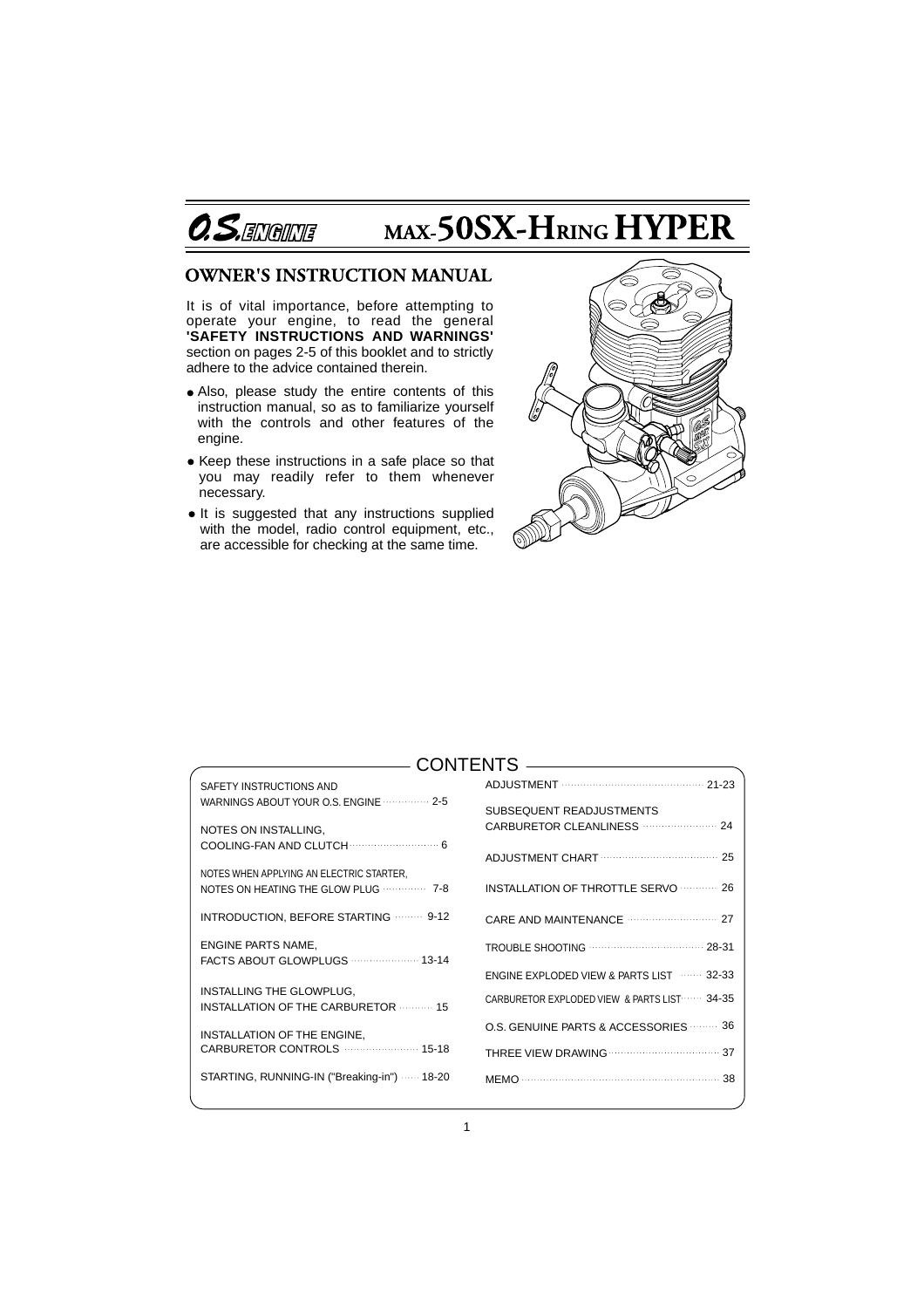# O.S. ENGINE MAX-50SX-HRING HYPER

## OWNER'S INSTRUCTION MANUAL

It is of vital importance, before attempting to operate your engine, to read the general **'SAFETY INSTRUCTIONS AND WARNINGS'** section on pages 2-5 of this booklet and to strictly adhere to the advice contained therein.

- Also, please study the entire contents of this instruction manual, so as to familiarize yourself with the controls and other features of the engine.
- Keep these instructions in a safe place so that you may readily refer to them whenever necessary.
- It is suggested that any instructions supplied with the model, radio control equipment, etc., are accessible for checking at the same time.

## CONTENTS

| Section | Page |
| --- | --- |
| SAFETY INSTRUCTIONS AND WARNINGS ABOUT YOUR O.S. ENGINE | 2-5 |
| NOTES ON INSTALLING, COOLING-FAN AND CLUTCH | 6 |
| NOTES WHEN APPLYING AN ELECTRIC STARTER, NOTES ON HEATING THE GLOW PLUG | 7-8 |
| INTRODUCTION, BEFORE STARTING | 9-12 |
| ENGINE PARTS NAME, FACTS ABOUT GLOWPLUGS | 13-14 |
| INSTALLING THE GLOWPLUG, INSTALLATION OF THE CARBURETOR | 15 |
| INSTALLATION OF THE ENGINE, CARBURETOR CONTROLS | 15-18 |
| STARTING, RUNNING-IN ("Breaking-in") | 18-20 |
| ADJUSTMENT | 21-23 |
| SUBSEQUENT READJUSTMENTS CARBURETOR CLEANLINESS | 24 |
| ADJUSTMENT CHART | 25 |
| INSTALLATION OF THROTTLE SERVO | 26 |
| CARE AND MAINTENANCE | 27 |
| TROUBLE SHOOTING | 28-31 |
| ENGINE EXPLODED VIEW & PARTS LIST | 32-33 |
| CARBURETOR EXPLODED VIEW & PARTS LIST | 34-35 |
| O.S. GENUINE PARTS & ACCESSORIES | 36 |
| THREE VIEW DRAWING | 37 |
| MEMO | 38 |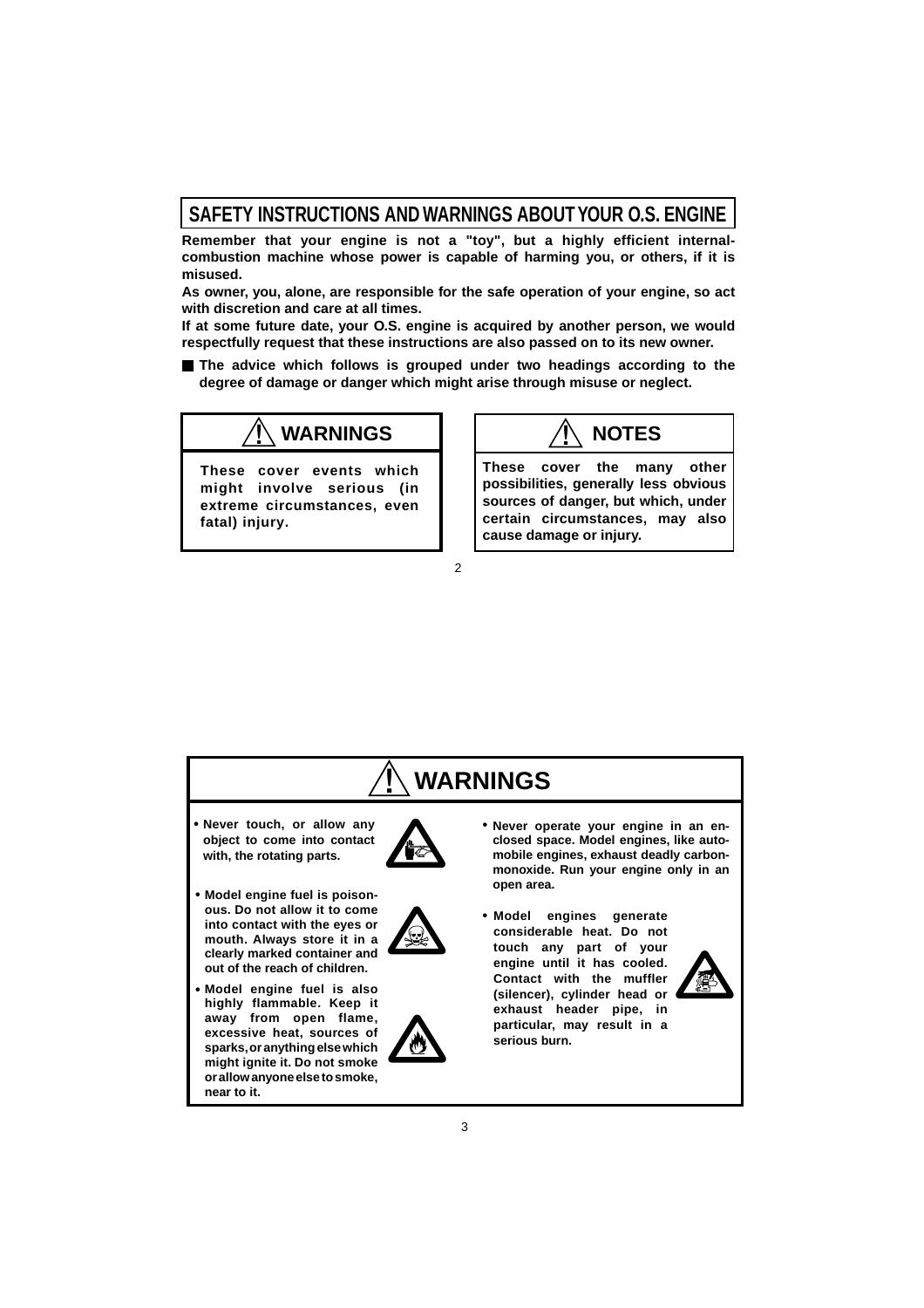## SAFETY INSTRUCTIONS AND WARNINGS ABOUT YOUR O.S. ENGINE

**Remember that your engine is not a "toy", but a highly efficient internal-combustion machine whose power is capable of harming you, or others, if it is misused.**

**As owner, you, alone, are responsible for the safe operation of your engine, so act with discretion and care at all times.**

**If at some future date, your O.S. engine is acquired by another person, we would respectfully request that these instructions are also passed on to its new owner.**

- **The advice which follows is grouped under two headings according to the degree of damage or danger which might arise through misuse or neglect.**

### ⚠ WARNINGS

**These cover events which might involve serious (in extreme circumstances, even fatal) injury.**

### ⚠ NOTES

**These cover the many other possibilities, generally less obvious sources of danger, but which, under certain circumstances, may also cause damage or injury.**

## ⚠ WARNINGS

- **Never touch, or allow any object to come into contact with, the rotating parts.**
- **Model engine fuel is poisonous. Do not allow it to come into contact with the eyes or mouth. Always store it in a clearly marked container and out of the reach of children.**
- **Model engine fuel is also highly flammable. Keep it away from open flame, excessive heat, sources of sparks, or anything else which might ignite it. Do not smoke or allow anyone else to smoke, near to it.**
- **Never operate your engine in an enclosed space. Model engines, like automobile engines, exhaust deadly carbon-monoxide. Run your engine only in an open area.**
- **Model engines generate considerable heat. Do not touch any part of your engine until it has cooled. Contact with the muffler (silencer), cylinder head or exhaust header pipe, in particular, may result in a serious burn.**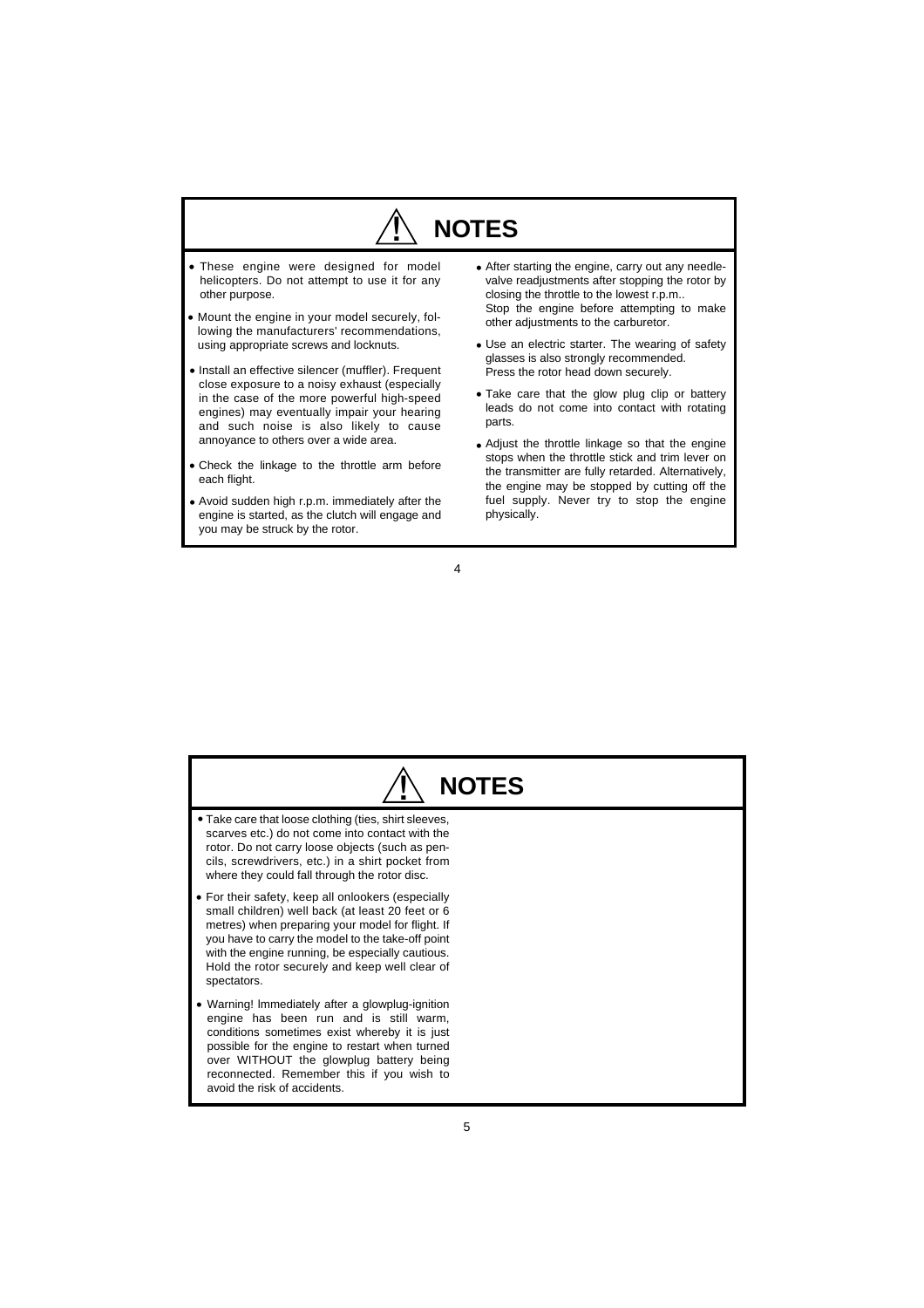## ⚠ NOTES

- These engine were designed for model helicopters. Do not attempt to use it for any other purpose.
- Mount the engine in your model securely, following the manufacturers' recommendations, using appropriate screws and locknuts.
- Install an effective silencer (muffler). Frequent close exposure to a noisy exhaust (especially in the case of the more powerful high-speed engines) may eventually impair your hearing and such noise is also likely to cause annoyance to others over a wide area.
- Check the linkage to the throttle arm before each flight.
- Avoid sudden high r.p.m. immediately after the engine is started, as the clutch will engage and you may be struck by the rotor.
- After starting the engine, carry out any needle-valve readjustments after stopping the rotor by closing the throttle to the lowest r.p.m..
  Stop the engine before attempting to make other adjustments to the carburetor.
- Use an electric starter. The wearing of safety glasses is also strongly recommended.
  Press the rotor head down securely.
- Take care that the glow plug clip or battery leads do not come into contact with rotating parts.
- Adjust the throttle linkage so that the engine stops when the throttle stick and trim lever on the transmitter are fully retarded. Alternatively, the engine may be stopped by cutting off the fuel supply. Never try to stop the engine physically.

## ⚠ NOTES

- Take care that loose clothing (ties, shirt sleeves, scarves etc.) do not come into contact with the rotor. Do not carry loose objects (such as pencils, screwdrivers, etc.) in a shirt pocket from where they could fall through the rotor disc.
- For their safety, keep all onlookers (especially small children) well back (at least 20 feet or 6 metres) when preparing your model for flight. If you have to carry the model to the take-off point with the engine running, be especially cautious. Hold the rotor securely and keep well clear of spectators.
- Warning! Immediately after a glowplug-ignition engine has been run and is still warm, conditions sometimes exist whereby it is just possible for the engine to restart when turned over WITHOUT the glowplug battery being reconnected. Remember this if you wish to avoid the risk of accidents.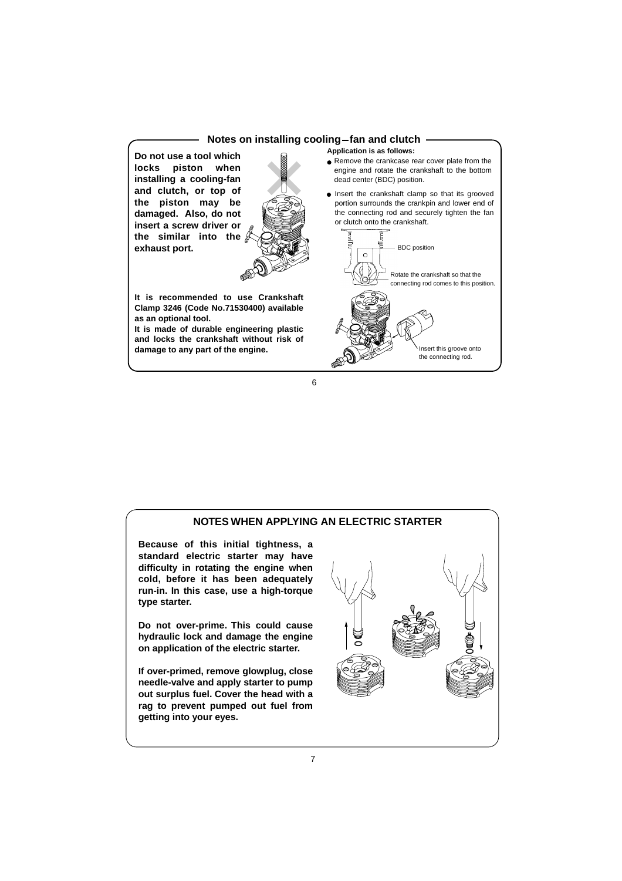## Notes on installing cooling-fan and clutch

**Do not use a tool which locks piston when installing a cooling-fan and clutch, or top of the piston may be damaged. Also, do not insert a screw driver or the similar into the exhaust port.**

**It is recommended to use Crankshaft Clamp 3246 (Code No.71530400) available as an optional tool.**
**It is made of durable engineering plastic and locks the crankshaft without risk of damage to any part of the engine.**

**Application is as follows:**

- Remove the crankcase rear cover plate from the engine and rotate the crankshaft to the bottom dead center (BDC) position.
- Insert the crankshaft clamp so that its grooved portion surrounds the crankpin and lower end of the connecting rod and securely tighten the fan or clutch onto the crankshaft.

BDC position

Rotate the crankshaft so that the connecting rod comes to this position.

Insert this groove onto the connecting rod.

## NOTES WHEN APPLYING AN ELECTRIC STARTER

**Because of this initial tightness, a standard electric starter may have difficulty in rotating the engine when cold, before it has been adequately run-in. In this case, use a high-torque type starter.**

**Do not over-prime. This could cause hydraulic lock and damage the engine on application of the electric starter.**

**If over-primed, remove glowplug, close needle-valve and apply starter to pump out surplus fuel. Cover the head with a rag to prevent pumped out fuel from getting into your eyes.**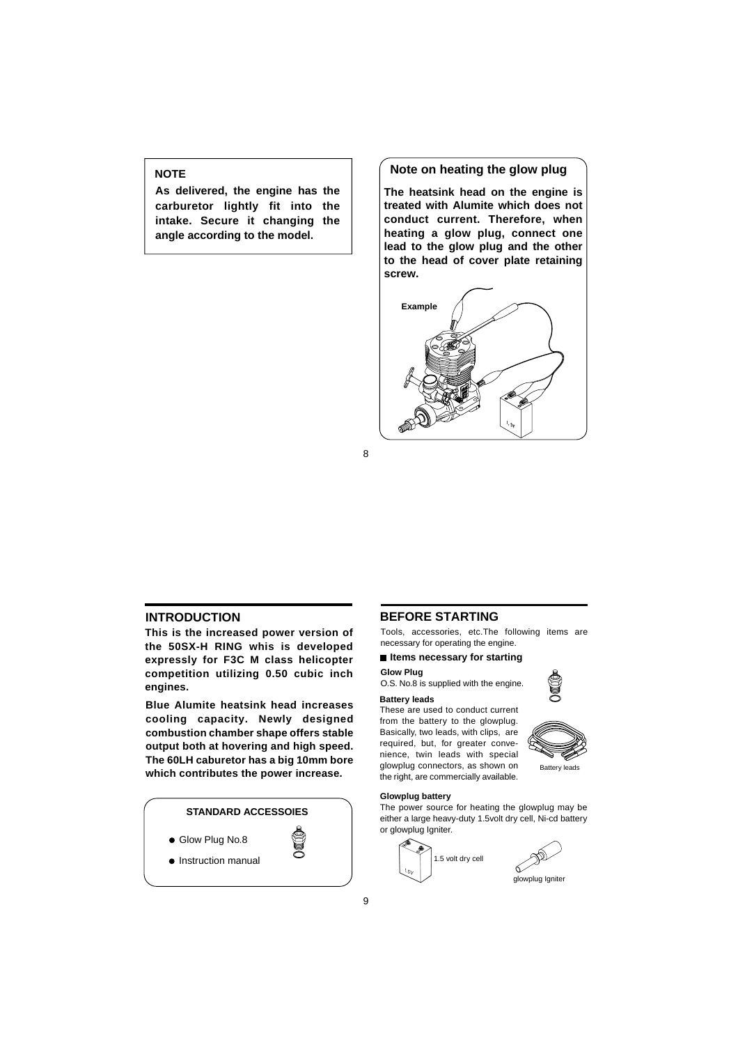**NOTE**

**As delivered, the engine has the carburetor lightly fit into the intake. Secure it changing the angle according to the model.**

## Note on heating the glow plug

**The heatsink head on the engine is treated with Alumite which does not conduct current. Therefore, when heating a glow plug, connect one lead to the glow plug and the other to the head of cover plate retaining screw.**

Example

## INTRODUCTION

**This is the increased power version of the 50SX-H RING whis is developed expressly for F3C M class helicopter competition utilizing 0.50 cubic inch engines.**

**Blue Alumite heatsink head increases cooling capacity. Newly designed combustion chamber shape offers stable output both at hovering and high speed. The 60LH caburetor has a big 10mm bore which contributes the power increase.**

**STANDARD ACCESSOIES**

- Glow Plug No.8
- Instruction manual

## BEFORE STARTING

Tools, accessories, etc.The following items are necessary for operating the engine.

### Items necessary for starting

**Glow Plug**

O.S. No.8 is supplied with the engine.

**Battery leads**

These are used to conduct current from the battery to the glowplug. Basically, two leads, with clips, are required, but, for greater convenience, twin leads with special glowplug connectors, as shown on the right, are commercially available.

Battery leads

**Glowplug battery**

The power source for heating the glowplug may be either a large heavy-duty 1.5volt dry cell, Ni-cd battery or glowplug Igniter.

1.5 volt dry cell

glowplug Igniter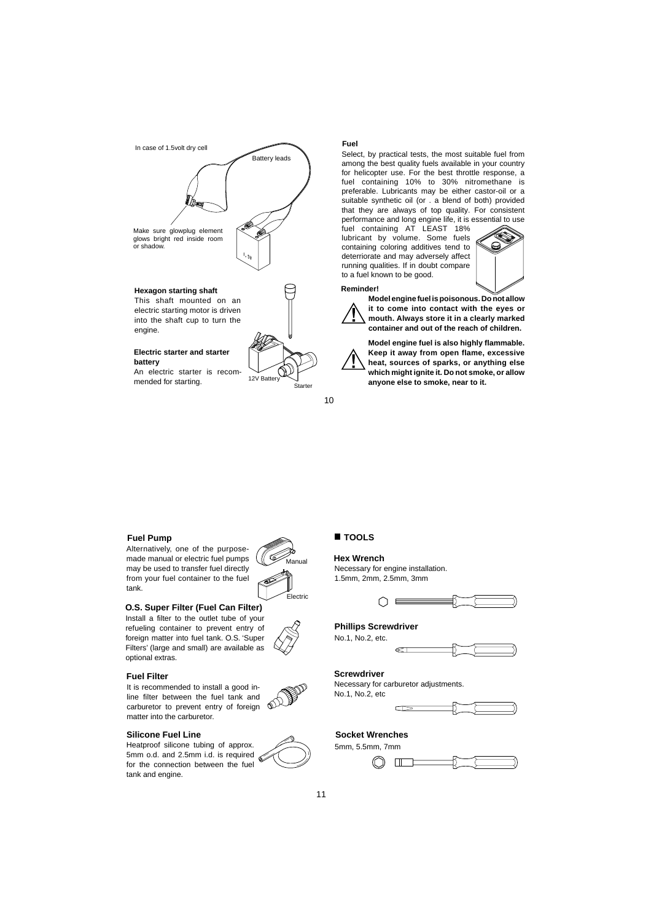In case of 1.5volt dry cell

Battery leads

Make sure glowplug element glows bright red inside room or shadow.

1.5V

#### Hexagon starting shaft

This shaft mounted on an electric starting motor is driven into the shaft cup to turn the engine.

#### Electric starter and starter battery

An electric starter is recommended for starting.

12V Battery

Starter

#### Fuel

Select, by practical tests, the most suitable fuel from among the best quality fuels available in your country for helicopter use. For the best throttle response, a fuel containing 10% to 30% nitromethane is preferable. Lubricants may be either castor-oil or a suitable synthetic oil (or . a blend of both) provided that they are always of top quality. For consistent performance and long engine life, it is essential to use fuel containing AT LEAST 18% lubricant by volume. Some fuels containing coloring additives tend to deteriorate and may adversely affect running qualities. If in doubt compare to a fuel known to be good.

**Reminder!**

**Model engine fuel is poisonous. Do not allow it to come into contact with the eyes or mouth. Always store it in a clearly marked container and out of the reach of children.**

**Model engine fuel is also highly flammable. Keep it away from open flame, excessive heat, sources of sparks, or anything else which might ignite it. Do not smoke, or allow anyone else to smoke, near to it.**

#### Fuel Pump

Alternatively, one of the purpose-made manual or electric fuel pumps may be used to transfer fuel directly from your fuel container to the fuel tank.

Manual

Electric

#### O.S. Super Filter (Fuel Can Filter)

Install a filter to the outlet tube of your refueling container to prevent entry of foreign matter into fuel tank. O.S. 'Super Filters' (large and small) are available as optional extras.

#### Fuel Filter

It is recommended to install a good in-line filter between the fuel tank and carburetor to prevent entry of foreign matter into the carburetor.

#### Silicone Fuel Line

Heatproof silicone tubing of approx. 5mm o.d. and 2.5mm i.d. is required for the connection between the fuel tank and engine.

## ■ TOOLS

#### Hex Wrench

Necessary for engine installation.
1.5mm, 2mm, 2.5mm, 3mm

#### Phillips Screwdriver

No.1, No.2, etc.

#### Screwdriver

Necessary for carburetor adjustments.
No.1, No.2, etc

#### Socket Wrenches

5mm, 5.5mm, 7mm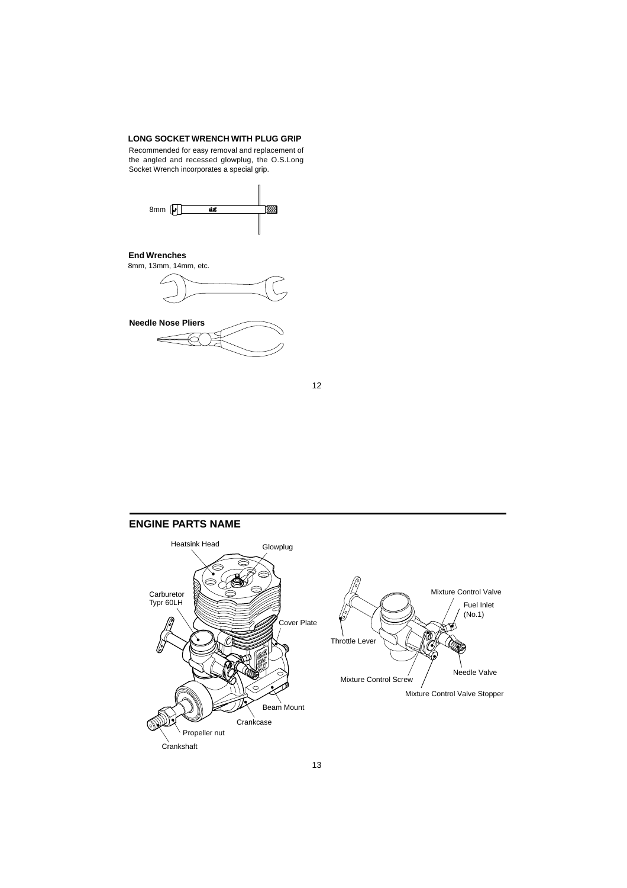**LONG SOCKET WRENCH WITH PLUG GRIP**

Recommended for easy removal and replacement of the angled and recessed glowplug, the O.S.Long Socket Wrench incorporates a special grip.

8mm

**End Wrenches**

8mm, 13mm, 14mm, etc.

**Needle Nose Pliers**

## ENGINE PARTS NAME

Heatsink Head

Glowplug

Carburetor Typr 60LH

Cover Plate

Beam Mount

Crankcase

Propeller nut

Crankshaft

Mixture Control Valve

Fuel Inlet (No.1)

Throttle Lever

Needle Valve

Mixture Control Screw

Mixture Control Valve Stopper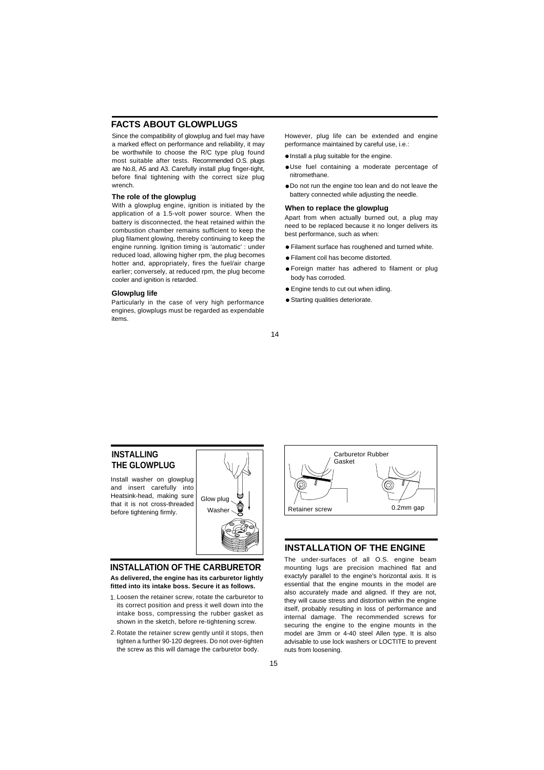## FACTS ABOUT GLOWPLUGS

Since the compatibility of glowplug and fuel may have a marked effect on performance and reliability, it may be worthwhile to choose the R/C type plug found most suitable after tests. Recommended O.S. plugs are No.8, A5 and A3. Carefully install plug finger-tight, before final tightening with the correct size plug wrench.

### The role of the glowplug

With a glowplug engine, ignition is initiated by the application of a 1.5-volt power source. When the battery is disconnected, the heat retained within the combustion chamber remains sufficient to keep the plug filament glowing, thereby continuing to keep the engine running. Ignition timing is 'automatic' : under reduced load, allowing higher rpm, the plug becomes hotter and, appropriately, fires the fuel/air charge earlier; conversely, at reduced rpm, the plug become cooler and ignition is retarded.

### Glowplug life

Particularly in the case of very high performance engines, glowplugs must be regarded as expendable items.

However, plug life can be extended and engine performance maintained by careful use, i.e.:

- Install a plug suitable for the engine.
- Use fuel containing a moderate percentage of nitromethane.
- Do not run the engine too lean and do not leave the battery connected while adjusting the needle.

### When to replace the glowplug

Apart from when actually burned out, a plug may need to be replaced because it no longer delivers its best performance, such as when:

- Filament surface has roughened and turned white.
- Filament coil has become distorted.
- Foreign matter has adhered to filament or plug body has corroded.
- Engine tends to cut out when idling.
- Starting qualities deteriorate.

## INSTALLING THE GLOWPLUG

Install washer on glowplug and insert carefully into Heatsink-head, making sure that it is not cross-threaded before tightening firmly.

Glow plug

Washer

## INSTALLATION OF THE CARBURETOR

**As delivered, the engine has its carburetor lightly fitted into its intake boss. Secure it as follows.**

1. Loosen the retainer screw, rotate the carburetor to its correct position and press it well down into the intake boss, compressing the rubber gasket as shown in the sketch, before re-tightening screw.
2. Rotate the retainer screw gently until it stops, then tighten a further 90-120 degrees. Do not over-tighten the screw as this will damage the carburetor body.

Carburetor Rubber Gasket

Retainer screw

0.2mm gap

## INSTALLATION OF THE ENGINE

The under-surfaces of all O.S. engine beam mounting lugs are precision machined flat and exactyly parallel to the engine's horizontal axis. It is essential that the engine mounts in the model are also accurately made and aligned. If they are not, they will cause stress and distortion within the engine itself, probably resulting in loss of performance and internal damage. The recommended screws for securing the engine to the engine mounts in the model are 3mm or 4-40 steel Allen type. It is also advisable to use lock washers or LOCTITE to prevent nuts from loosening.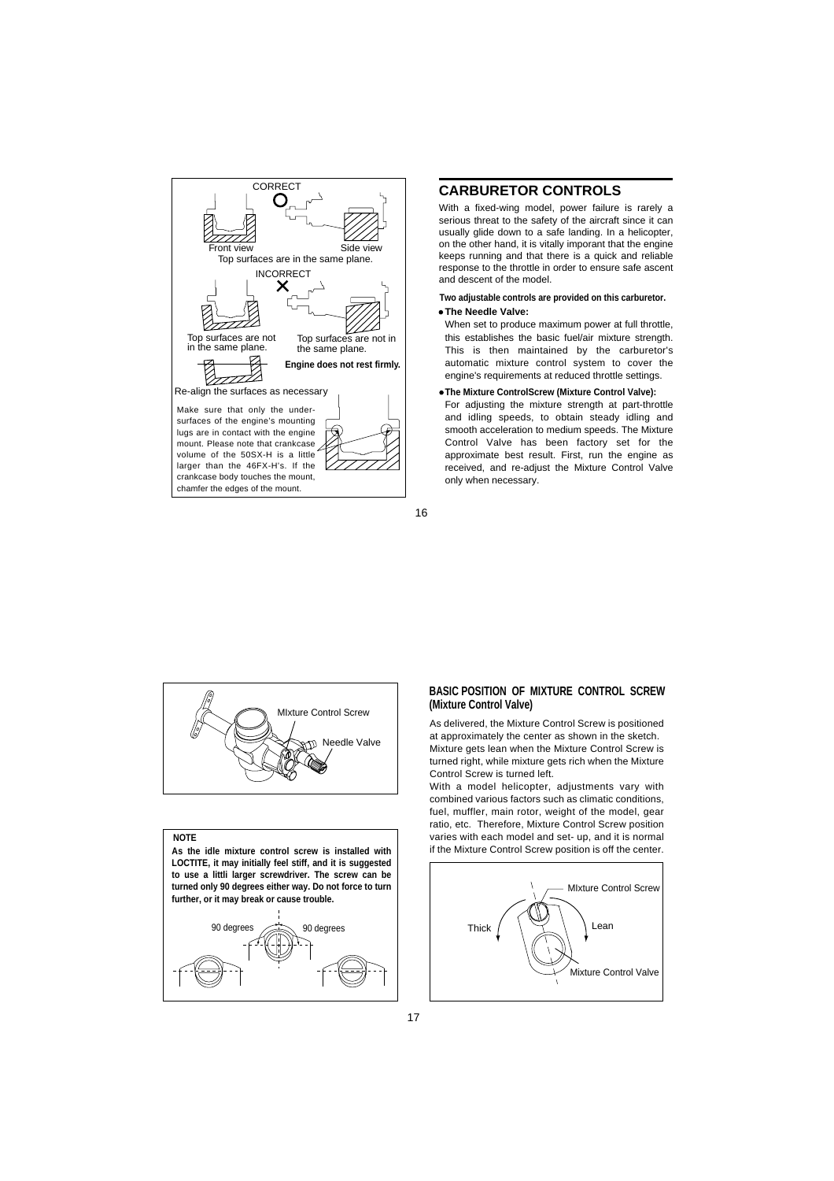CORRECT

Front view

Side view

Top surfaces are in the same plane.

INCORRECT

Top surfaces are not in the same plane.

Top surfaces are not in the same plane.

**Engine does not rest firmly.**

Re-align the surfaces as necessary

Make sure that only the undersurfaces of the engine's mounting lugs are in contact with the engine mount. Please note that crankcase volume of the 50SX-H is a little larger than the 46FX-H's. If the crankcase body touches the mount, chamfer the edges of the mount.

## CARBURETOR CONTROLS

With a fixed-wing model, power failure is rarely a serious threat to the safety of the aircraft since it can usually glide down to a safe landing. In a helicopter, on the other hand, it is vitally imporant that the engine keeps running and that there is a quick and reliable response to the throttle in order to ensure safe ascent and descent of the model.

**Two adjustable controls are provided on this carburetor.**

- **The Needle Valve:**

  When set to produce maximum power at full throttle, this establishes the basic fuel/air mixture strength. This is then maintained by the carburetor's automatic mixture control system to cover the engine's requirements at reduced throttle settings.

- **The Mixture ControlScrew (Mixture Control Valve):**

  For adjusting the mixture strength at part-throttle and idling speeds, to obtain steady idling and smooth acceleration to medium speeds. The Mixture Control Valve has been factory set for the approximate best result. First, run the engine as received, and re-adjust the Mixture Control Valve only when necessary.

MIxture Control Screw

Needle Valve

**NOTE**

**As the idle mixture control screw is installed with LOCTITE, it may initially feel stiff, and it is suggested to use a littli larger screwdriver. The screw can be turned only 90 degrees either way. Do not force to turn further, or it may break or cause trouble.**

90 degrees 90 degrees

### BASIC POSITION OF MIXTURE CONTROL SCREW (Mixture Control Valve)

As delivered, the Mixture Control Screw is positioned at approximately the center as shown in the sketch. Mixture gets lean when the Mixture Control Screw is turned right, while mixture gets rich when the Mixture Control Screw is turned left.

With a model helicopter, adjustments vary with combined various factors such as climatic conditions, fuel, muffler, main rotor, weight of the model, gear ratio, etc. Therefore, Mixture Control Screw position varies with each model and set- up, and it is normal if the Mixture Control Screw position is off the center.

MIxture Control Screw

Thick

Lean

Mixture Control Valve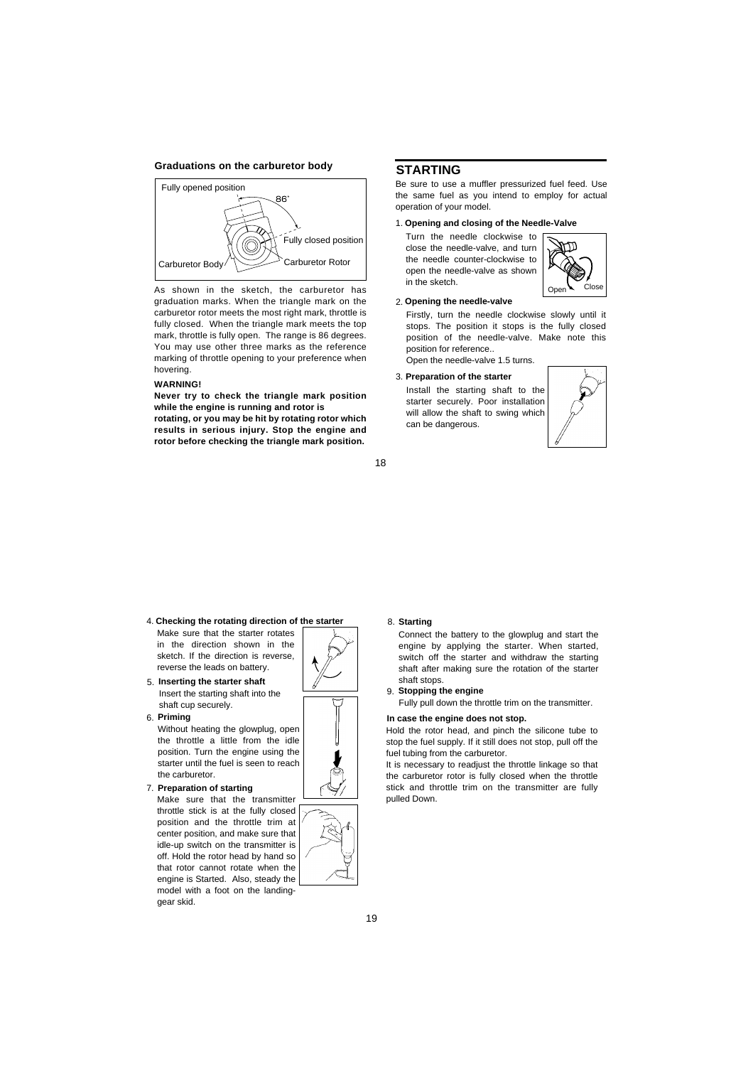### Graduations on the carburetor body

Fully opened position
86˚
Fully closed position
Carburetor Body
Carburetor Rotor

As shown in the sketch, the carburetor has graduation marks. When the triangle mark on the carburetor rotor meets the most right mark, throttle is fully closed. When the triangle mark meets the top mark, throttle is fully open. The range is 86 degrees. You may use other three marks as the reference marking of throttle opening to your preference when hovering.

**WARNING!**

**Never try to check the triangle mark position while the engine is running and rotor is rotating, or you may be hit by rotating rotor which results in serious injury. Stop the engine and rotor before checking the triangle mark position.**

## STARTING

Be sure to use a muffler pressurized fuel feed. Use the same fuel as you intend to employ for actual operation of your model.

1. **Opening and closing of the Needle-Valve**

   Turn the needle clockwise to close the needle-valve, and turn the needle counter-clockwise to open the needle-valve as shown in the sketch.

   Open Close

2. **Opening the needle-valve**

   Firstly, turn the needle clockwise slowly until it stops. The position it stops is the fully closed position of the needle-valve. Make note this position for reference..
   Open the needle-valve 1.5 turns.

3. **Preparation of the starter**

   Install the starting shaft to the starter securely. Poor installation will allow the shaft to swing which can be dangerous.

4. **Checking the rotating direction of the starter**

   Make sure that the starter rotates in the direction shown in the sketch. If the direction is reverse, reverse the leads on battery.

5. **Inserting the starter shaft**

   Insert the starting shaft into the shaft cup securely.

6. **Priming**

   Without heating the glowplug, open the throttle a little from the idle position. Turn the engine using the starter until the fuel is seen to reach the carburetor.

7. **Preparation of starting**

   Make sure that the transmitter throttle stick is at the fully closed position and the throttle trim at center position, and make sure that idle-up switch on the transmitter is off. Hold the rotor head by hand so that rotor cannot rotate when the engine is Started. Also, steady the model with a foot on the landing-gear skid.

8. **Starting**

   Connect the battery to the glowplug and start the engine by applying the starter. When started, switch off the starter and withdraw the starting shaft after making sure the rotation of the starter shaft stops.

9. **Stopping the engine**

   Fully pull down the throttle trim on the transmitter.

**In case the engine does not stop.**

Hold the rotor head, and pinch the silicone tube to stop the fuel supply. If it still does not stop, pull off the fuel tubing from the carburetor.

It is necessary to readjust the throttle linkage so that the carburetor rotor is fully closed when the throttle stick and throttle trim on the transmitter are fully pulled Down.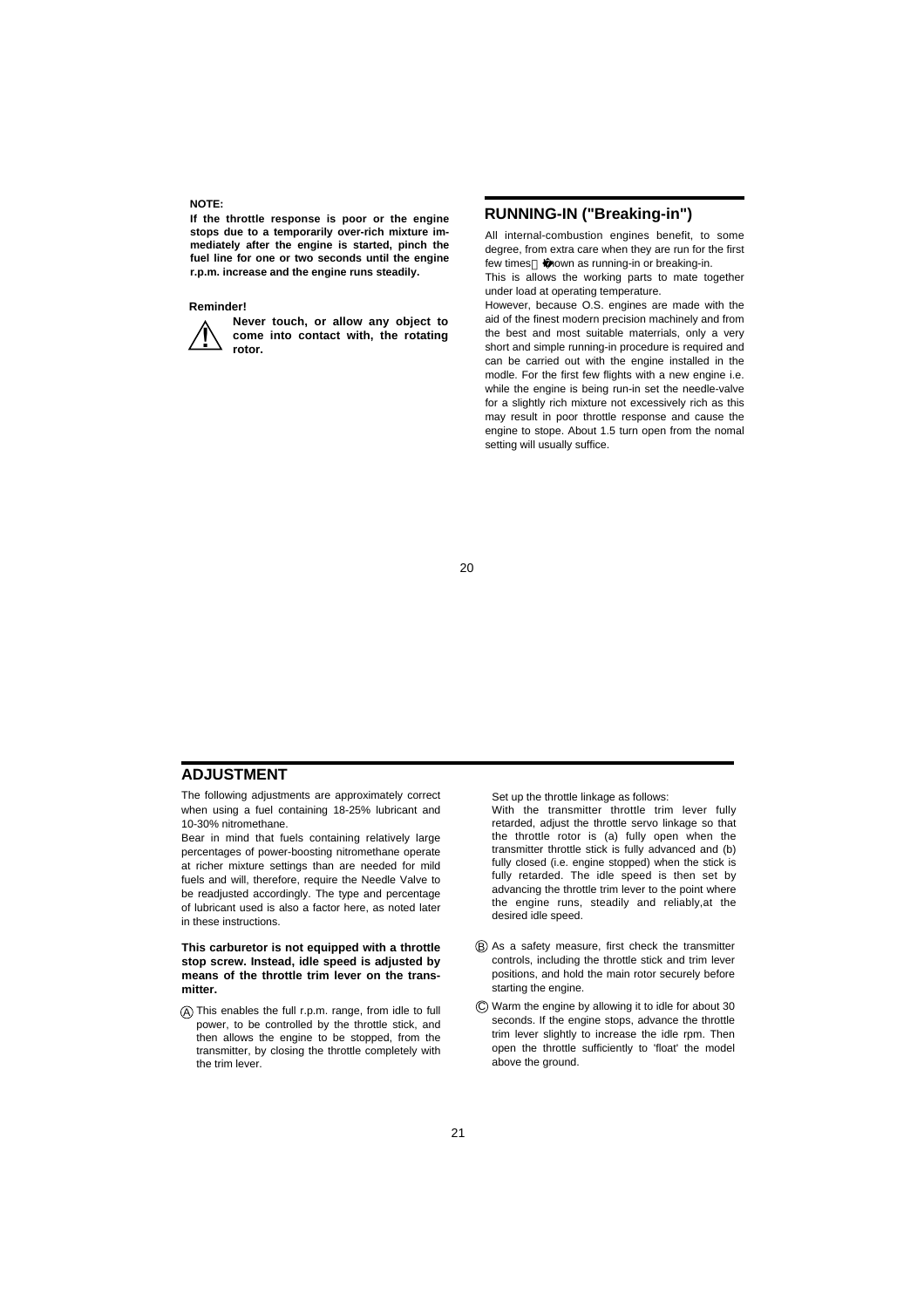**NOTE:**

**If the throttle response is poor or the engine stops due to a temporarily over-rich mixture immediately after the engine is started, pinch the fuel line for one or two seconds until the engine r.p.m. increase and the engine runs steadily.**

**Reminder!**

**Never touch, or allow any object to come into contact with, the rotating rotor.**

## RUNNING-IN ("Breaking-in")

All internal-combustion engines benefit, to some degree, from extra care when they are run for the first few times known as running-in or breaking-in.
This is allows the working parts to mate together under load at operating temperature.
However, because O.S. engines are made with the aid of the finest modern precision machinely and from the best and most suitable materrials, only a very short and simple running-in procedure is required and can be carried out with the engine installed in the modle. For the first few flights with a new engine i.e. while the engine is being run-in set the needle-valve for a slightly rich mixture not excessively rich as this may result in poor throttle response and cause the engine to stope. About 1.5 turn open from the nomal setting will usually suffice.

## ADJUSTMENT

The following adjustments are approximately correct when using a fuel containing 18-25% lubricant and 10-30% nitromethane.
Bear in mind that fuels containing relatively large percentages of power-boosting nitromethane operate at richer mixture settings than are needed for mild fuels and will, therefore, require the Needle Valve to be readjusted accordingly. The type and percentage of lubricant used is also a factor here, as noted later in these instructions.

**This carburetor is not equipped with a throttle stop screw. Instead, idle speed is adjusted by means of the throttle trim lever on the transmitter.**

Ⓐ This enables the full r.p.m. range, from idle to full power, to be controlled by the throttle stick, and then allows the engine to be stopped, from the transmitter, by closing the throttle completely with the trim lever.

Set up the throttle linkage as follows:
With the transmitter throttle trim lever fully retarded, adjust the throttle servo linkage so that the throttle rotor is (a) fully open when the transmitter throttle stick is fully advanced and (b) fully closed (i.e. engine stopped) when the stick is fully retarded. The idle speed is then set by advancing the throttle trim lever to the point where the engine runs, steadily and reliably,at the desired idle speed.

Ⓑ As a safety measure, first check the transmitter controls, including the throttle stick and trim lever positions, and hold the main rotor securely before starting the engine.

Ⓒ Warm the engine by allowing it to idle for about 30 seconds. If the engine stops, advance the throttle trim lever slightly to increase the idle rpm. Then open the throttle sufficiently to 'float' the model above the ground.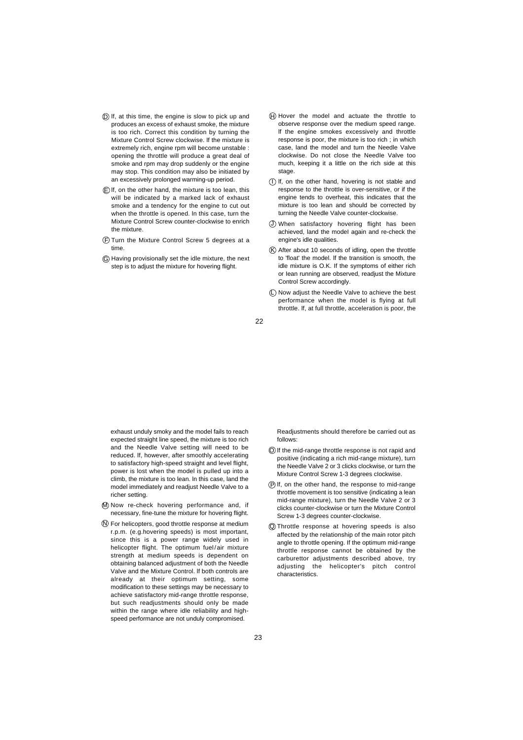Ⓓ If, at this time, the engine is slow to pick up and produces an excess of exhaust smoke, the mixture is too rich. Correct this condition by turning the Mixture Control Screw clockwise. If the mixture is extremely rich, engine rpm will become unstable : opening the throttle will produce a great deal of smoke and rpm may drop suddenly or the engine may stop. This condition may also be initiated by an excessively prolonged warming-up period.

Ⓔ If, on the other hand, the mixture is too lean, this will be indicated by a marked lack of exhaust smoke and a tendency for the engine to cut out when the throttle is opened. In this case, turn the Mixture Control Screw counter-clockwise to enrich the mixture.

Ⓕ Turn the Mixture Control Screw 5 degrees at a time.

Ⓖ Having provisionally set the idle mixture, the next step is to adjust the mixture for hovering flight.

Ⓗ Hover the model and actuate the throttle to observe response over the medium speed range. If the engine smokes excessively and throttle response is poor, the mixture is too rich ; in which case, land the model and turn the Needle Valve clockwise. Do not close the Needle Valve too much, keeping it a little on the rich side at this stage.

Ⓘ If, on the other hand, hovering is not stable and response to the throttle is over-sensitive, or if the engine tends to overheat, this indicates that the mixture is too lean and should be corrected by turning the Needle Valve counter-clockwise.

Ⓙ When satisfactory hovering flight has been achieved, land the model again and re-check the engine's idle qualities.

Ⓚ After about 10 seconds of idling, open the throttle to 'float' the model. If the transition is smooth, the idle mixture is O.K. If the symptoms of either rich or lean running are observed, readjust the Mixture Control Screw accordingly.

Ⓛ Now adjust the Needle Valve to achieve the best performance when the model is flying at full throttle. If, at full throttle, acceleration is poor, the exhaust unduly smoky and the model fails to reach expected straight line speed, the mixture is too rich and the Needle Valve setting will need to be reduced. If, however, after smoothly accelerating to satisfactory high-speed straight and level flight, power is lost when the model is pulled up into a climb, the mixture is too lean. In this case, land the model immediately and readjust Needle Valve to a richer setting.

Ⓜ Now re-check hovering performance and, if necessary, fine-tune the mixture for hovering flight.

Ⓝ For helicopters, good throttle response at medium r.p.m. (e.g.hovering speeds) is most important, since this is a power range widely used in helicopter flight. The optimum fuel/air mixture strength at medium speeds is dependent on obtaining balanced adjustment of both the Needle Valve and the Mixture Control. If both controls are already at their optimum setting, some modification to these settings may be necessary to achieve satisfactory mid-range throttle response, but such readjustments should only be made within the range where idle reliability and high-speed performance are not unduly compromised. Readjustments should therefore be carried out as follows:

Ⓞ If the mid-range throttle response is not rapid and positive (indicating a rich mid-range mixture), turn the Needle Valve 2 or 3 clicks clockwise, or turn the Mixture Control Screw 1-3 degrees clockwise.

Ⓟ If, on the other hand, the response to mid-range throttle movement is too sensitive (indicating a lean mid-range mixture), turn the Needle Valve 2 or 3 clicks counter-clockwise or turn the Mixture Control Screw 1-3 degrees counter-clockwise.

Ⓠ Throttle response at hovering speeds is also affected by the relationship of the main rotor pitch angle to throttle opening. If the optimum mid-range throttle response cannot be obtained by the carburettor adjustments described above, try adjusting the helicopter's pitch control characteristics.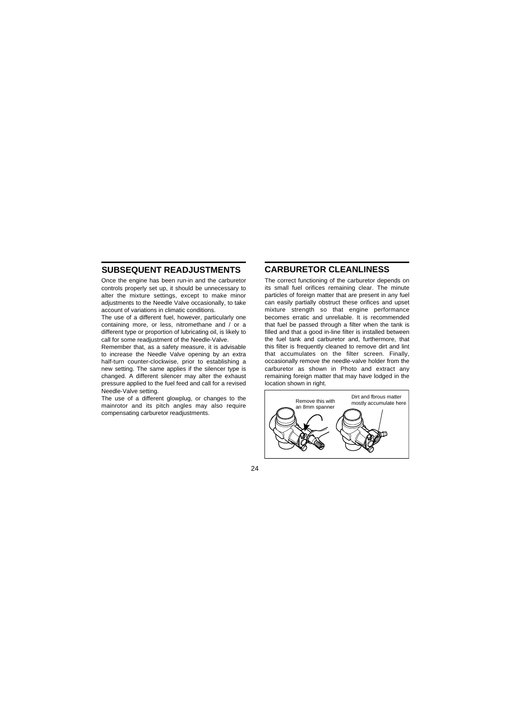## SUBSEQUENT READJUSTMENTS

Once the engine has been run-in and the carburetor controls properly set up, it should be unnecessary to alter the mixture settings, except to make minor adjustments to the Needle Valve occasionally, to take account of variations in climatic conditions.

The use of a different fuel, however, particularly one containing more, or less, nitromethane and / or a different type or proportion of lubricating oil, is likely to call for some readjustment of the Needle-Valve.

Remember that, as a safety measure, it is advisable to increase the Needle Valve opening by an extra half-turn counter-clockwise, prior to establishing a new setting. The same applies if the silencer type is changed. A different silencer may alter the exhaust pressure applied to the fuel feed and call for a revised Needle-Valve setting.

The use of a different glowplug, or changes to the mainrotor and its pitch angles may also require compensating carburetor readjustments.

## CARBURETOR CLEANLINESS

The correct functioning of the carburetor depends on its small fuel orifices remaining clear. The minute particles of foreign matter that are present in any fuel can easily partially obstruct these orifices and upset mixture strength so that engine performance becomes erratic and unreliable. It is recommended that fuel be passed through a filter when the tank is filled and that a good in-line filter is installed between the fuel tank and carburetor and, furthermore, that this filter is frequently cleaned to remove dirt and lint that accumulates on the filter screen. Finally, occasionally remove the needle-valve holder from the carburetor as shown in Photo and extract any remaining foreign matter that may have lodged in the location shown in right.

Remove this with an 8mm spanner

Dirt and fbrous matter mostly accumulate here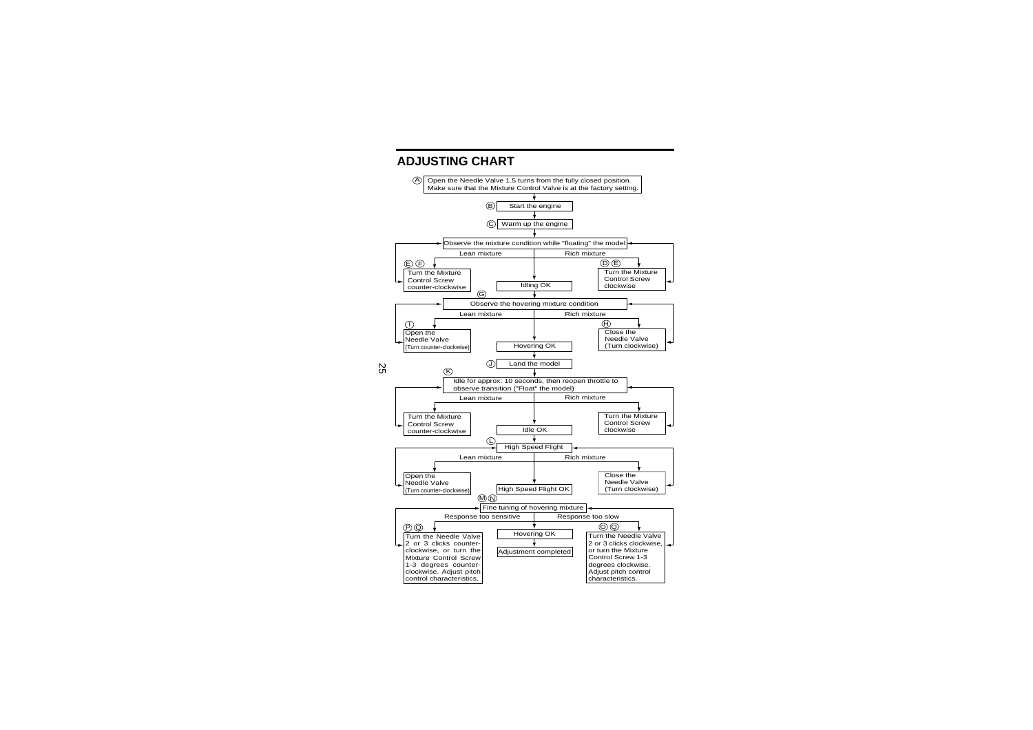## ADJUSTING CHART

Ⓐ Open the Needle Valve 1.5 turns from the fully closed position. Make sure that the Mixture Control Valve is at the factory setting.

↓

Ⓑ Start the engine

↓

Ⓒ Warm up the engine

↓

Observe the mixture condition while "floating" the model

- Lean mixture → Ⓔ Ⓕ Turn the Mixture Control Screw counter-clockwise (return to observe)
- Rich mixture → Ⓓ Ⓔ Turn the Mixture Control Screw clockwise (return to observe)
- Idling OK

↓

Ⓖ Observe the hovering mixture condition

- Lean mixture → Ⓘ Open the Needle Valve (Turn counter-clockwise) (return to observe)
- Rich mixture → Ⓗ Close the Needle Valve (Turn clockwise) (return to observe)
- Hovering OK

↓

Ⓙ Land the model

↓

Ⓚ Idle for approx: 10 seconds, then reopen throttle to observe transition ("Float" the model)

- Lean mixture → Turn the Mixture Control Screw counter-clockwise (return to observe)
- Rich mixture → Turn the Mixture Control Screw clockwise (return to observe)
- Idle OK

↓

Ⓛ High Speed Flight

- Lean mixture → Open the Needle Valve (Turn counter-clockwise) (return to observe)
- Rich mixture → Close the Needle Valve (Turn clockwise) (return to observe)
- High Speed Flight OK

↓

Ⓜ Ⓝ Fine tuning of hovering mixture

- Response too sensitive → Ⓟ Ⓠ Turn the Needle Valve 2 or 3 clicks counter-clockwise, or turn the Mixture Control Screw 1-3 degrees counter-clockwise. Adjust pitch control characteristics. (return to fine tuning)
- Response too slow → Ⓞ Ⓠ Turn the Needle Valve 2 or 3 clicks clockwise, or turn the Mixture Control Screw 1-3 degrees clockwise. Adjust pitch control characteristics. (return to fine tuning)
- Hovering OK

↓

Adjustment completed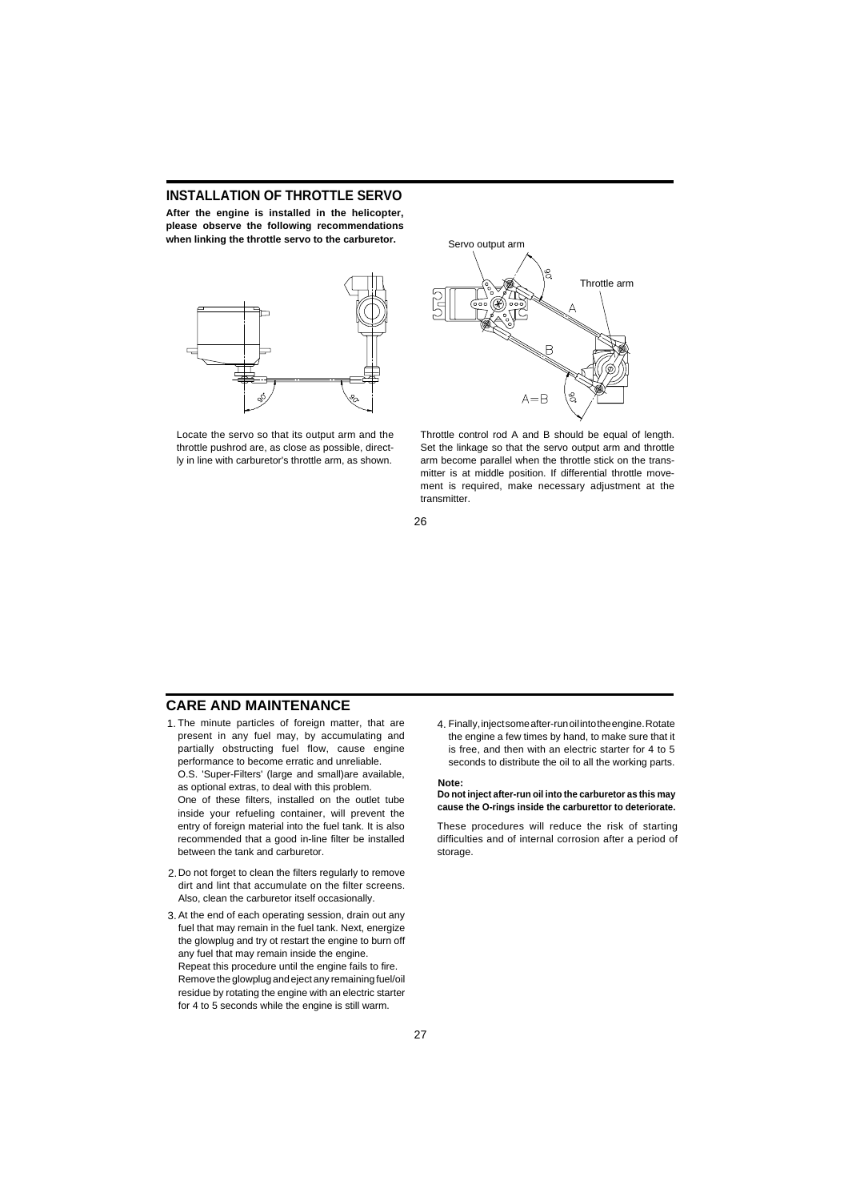## INSTALLATION OF THROTTLE SERVO

**After the engine is installed in the helicopter, please observe the following recommendations when linking the throttle servo to the carburetor.**

Locate the servo so that its output arm and the throttle pushrod are, as close as possible, directly in line with carburetor's throttle arm, as shown.

Throttle control rod A and B should be equal of length. Set the linkage so that the servo output arm and throttle arm become parallel when the throttle stick on the transmitter is at middle position. If differential throttle movement is required, make necessary adjustment at the transmitter.

## CARE AND MAINTENANCE

1. The minute particles of foreign matter, that are present in any fuel may, by accumulating and partially obstructing fuel flow, cause engine performance to become erratic and unreliable. O.S. 'Super-Filters' (large and small)are available, as optional extras, to deal with this problem. One of these filters, installed on the outlet tube inside your refueling container, will prevent the entry of foreign material into the fuel tank. It is also recommended that a good in-line filter be installed between the tank and carburetor.
2. Do not forget to clean the filters regularly to remove dirt and lint that accumulate on the filter screens. Also, clean the carburetor itself occasionally.
3. At the end of each operating session, drain out any fuel that may remain in the fuel tank. Next, energize the glowplug and try ot restart the engine to burn off any fuel that may remain inside the engine. Repeat this procedure until the engine fails to fire. Remove the glowplug and eject any remaining fuel/oil residue by rotating the engine with an electric starter for 4 to 5 seconds while the engine is still warm.
4. Finally, inject some after-run oil into the engine. Rotate the engine a few times by hand, to make sure that it is free, and then with an electric starter for 4 to 5 seconds to distribute the oil to all the working parts.

**Note:**
**Do not inject after-run oil into the carburetor as this may cause the O-rings inside the carburettor to deteriorate.**

These procedures will reduce the risk of starting difficulties and of internal corrosion after a period of storage.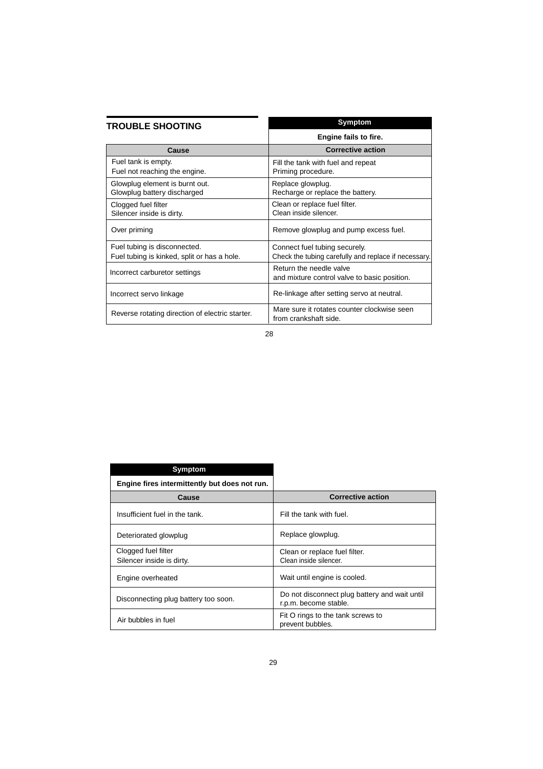## TROUBLE SHOOTING

| Symptom | |
|---|---|
| Engine fails to fire. | |
| **Cause** | **Corrective action** |
| Fuel tank is empty.<br>Fuel not reaching the engine. | Fill the tank with fuel and repeat<br>Priming procedure. |
| Glowplug element is burnt out.<br>Glowplug battery discharged | Replace glowplug.<br>Recharge or replace the battery. |
| Clogged fuel filter<br>Silencer inside is dirty. | Clean or replace fuel filter.<br>Clean inside silencer. |
| Over priming | Remove glowplug and pump excess fuel. |
| Fuel tubing is disconnected.<br>Fuel tubing is kinked, split or has a hole. | Connect fuel tubing securely.<br>Check the tubing carefully and replace if necessary. |
| Incorrect carburetor settings | Return the needle valve<br>and mixture control valve to basic position. |
| Incorrect servo linkage | Re-linkage after setting servo at neutral. |
| Reverse rotating direction of electric starter. | Mare sure it rotates counter clockwise seen<br>from crankshaft side. |

| Symptom | |
|---|---|
| Engine fires intermittently but does not run. | |
| **Cause** | **Corrective action** |
| Insufficient fuel in the tank. | Fill the tank with fuel. |
| Deteriorated glowplug | Replace glowplug. |
| Clogged fuel filter<br>Silencer inside is dirty. | Clean or replace fuel filter.<br>Clean inside silencer. |
| Engine overheated | Wait until engine is cooled. |
| Disconnecting plug battery too soon. | Do not disconnect plug battery and wait until<br>r.p.m. become stable. |
| Air bubbles in fuel | Fit O rings to the tank screws to<br>prevent bubbles. |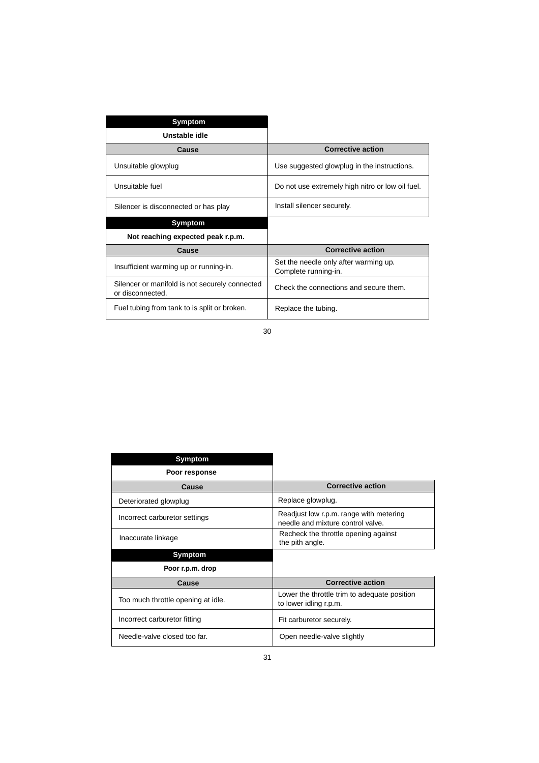| Symptom | |
|---|---|
| **Unstable idle** | |
| **Cause** | **Corrective action** |
| Unsuitable glowplug | Use suggested glowplug in the instructions. |
| Unsuitable fuel | Do not use extremely high nitro or low oil fuel. |
| Silencer is disconnected or has play | Install silencer securely. |

| Symptom | |
|---|---|
| **Not reaching expected peak r.p.m.** | |
| **Cause** | **Corrective action** |
| Insufficient warming up or running-in. | Set the needle only after warming up. Complete running-in. |
| Silencer or manifold is not securely connected or disconnected. | Check the connections and secure them. |
| Fuel tubing from tank to is split or broken. | Replace the tubing. |

| Symptom | |
|---|---|
| **Poor response** | |
| **Cause** | **Corrective action** |
| Deteriorated glowplug | Replace glowplug. |
| Incorrect carburetor settings | Readjust low r.p.m. range with metering needle and mixture control valve. |
| Inaccurate linkage | Recheck the throttle opening against the pith angle. |

| Symptom | |
|---|---|
| **Poor r.p.m. drop** | |
| **Cause** | **Corrective action** |
| Too much throttle opening at idle. | Lower the throttle trim to adequate position to lower idling r.p.m. |
| Incorrect carburetor fitting | Fit carburetor securely. |
| Needle-valve closed too far. | Open needle-valve slightly |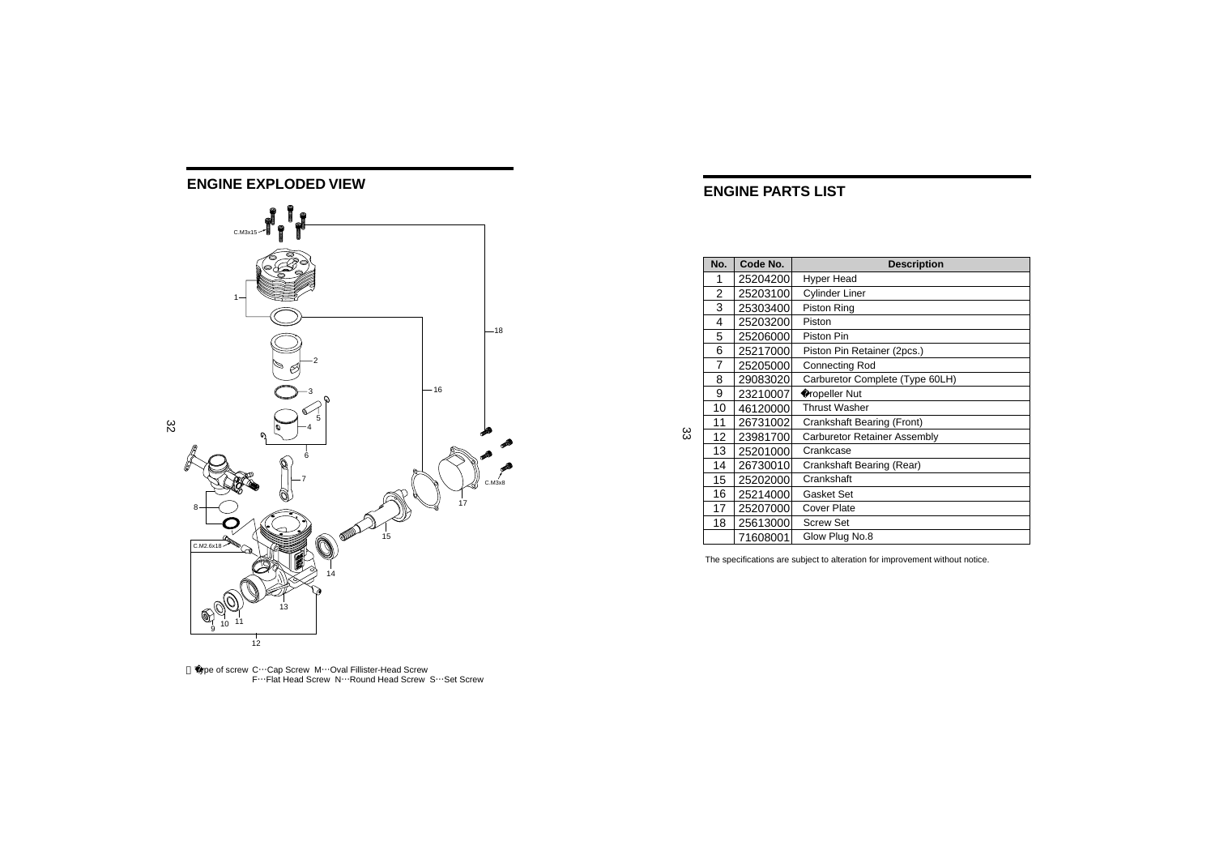## ENGINE EXPLODED VIEW

C.M3x15

C.M3x8

C.M2.6x18

1 2 3 4 5 6 7 8 9 10 11 12 13 14 15 16 17 18

Type of screw C···Cap Screw M···Oval Fillister-Head Screw
F···Flat Head Screw N···Round Head Screw S···Set Screw

## ENGINE PARTS LIST

| No. | Code No. | Description |
|---|---|---|
| 1 | 25204200 | Hyper Head |
| 2 | 25203100 | Cylinder Liner |
| 3 | 25303400 | Piston Ring |
| 4 | 25203200 | Piston |
| 5 | 25206000 | Piston Pin |
| 6 | 25217000 | Piston Pin Retainer (2pcs.) |
| 7 | 25205000 | Connecting Rod |
| 8 | 29083020 | Carburetor Complete (Type 60LH) |
| 9 | 23210007 | Propeller Nut |
| 10 | 46120000 | Thrust Washer |
| 11 | 26731002 | Crankshaft Bearing (Front) |
| 12 | 23981700 | Carburetor Retainer Assembly |
| 13 | 25201000 | Crankcase |
| 14 | 26730010 | Crankshaft Bearing (Rear) |
| 15 | 25202000 | Crankshaft |
| 16 | 25214000 | Gasket Set |
| 17 | 25207000 | Cover Plate |
| 18 | 25613000 | Screw Set |
| | 71608001 | Glow Plug No.8 |

The specifications are subject to alteration for improvement without notice.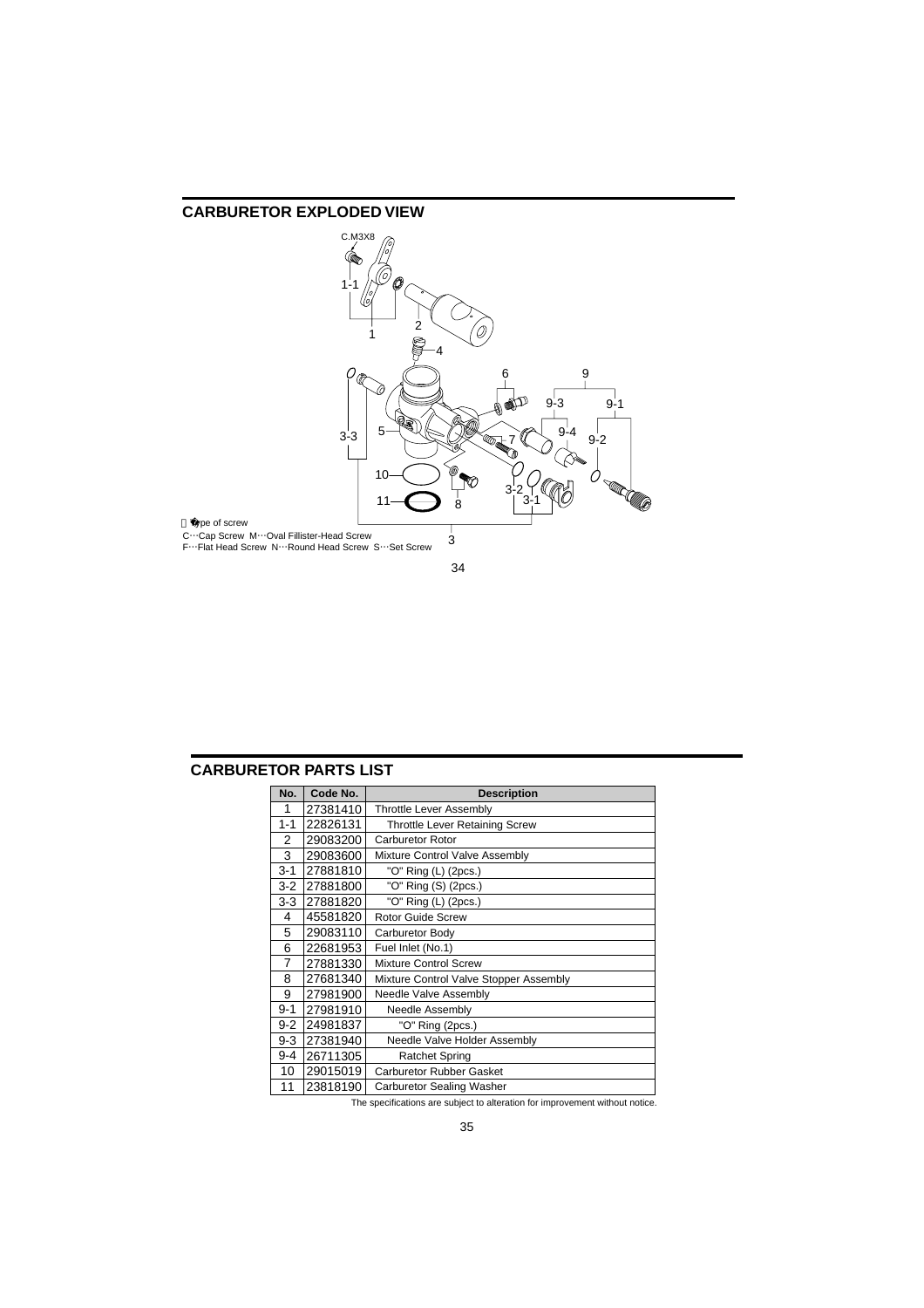## CARBURETOR EXPLODED VIEW

Type of screw
C···Cap Screw M···Oval Fillister-Head Screw
F···Flat Head Screw N···Round Head Screw S···Set Screw

## CARBURETOR PARTS LIST

| No. | Code No. | Description |
|---|---|---|
| 1 | 27381410 | Throttle Lever Assembly |
| 1-1 | 22826131 | Throttle Lever Retaining Screw |
| 2 | 29083200 | Carburetor Rotor |
| 3 | 29083600 | Mixture Control Valve Assembly |
| 3-1 | 27881810 | "O" Ring (L) (2pcs.) |
| 3-2 | 27881800 | "O" Ring (S) (2pcs.) |
| 3-3 | 27881820 | "O" Ring (L) (2pcs.) |
| 4 | 45581820 | Rotor Guide Screw |
| 5 | 29083110 | Carburetor Body |
| 6 | 22681953 | Fuel Inlet (No.1) |
| 7 | 27881330 | Mixture Control Screw |
| 8 | 27681340 | Mixture Control Valve Stopper Assembly |
| 9 | 27981900 | Needle Valve Assembly |
| 9-1 | 27981910 | Needle Assembly |
| 9-2 | 24981837 | "O" Ring (2pcs.) |
| 9-3 | 27381940 | Needle Valve Holder Assembly |
| 9-4 | 26711305 | Ratchet Spring |
| 10 | 29015019 | Carburetor Rubber Gasket |
| 11 | 23818190 | Carburetor Sealing Washer |

The specifications are subject to alteration for improvement without notice.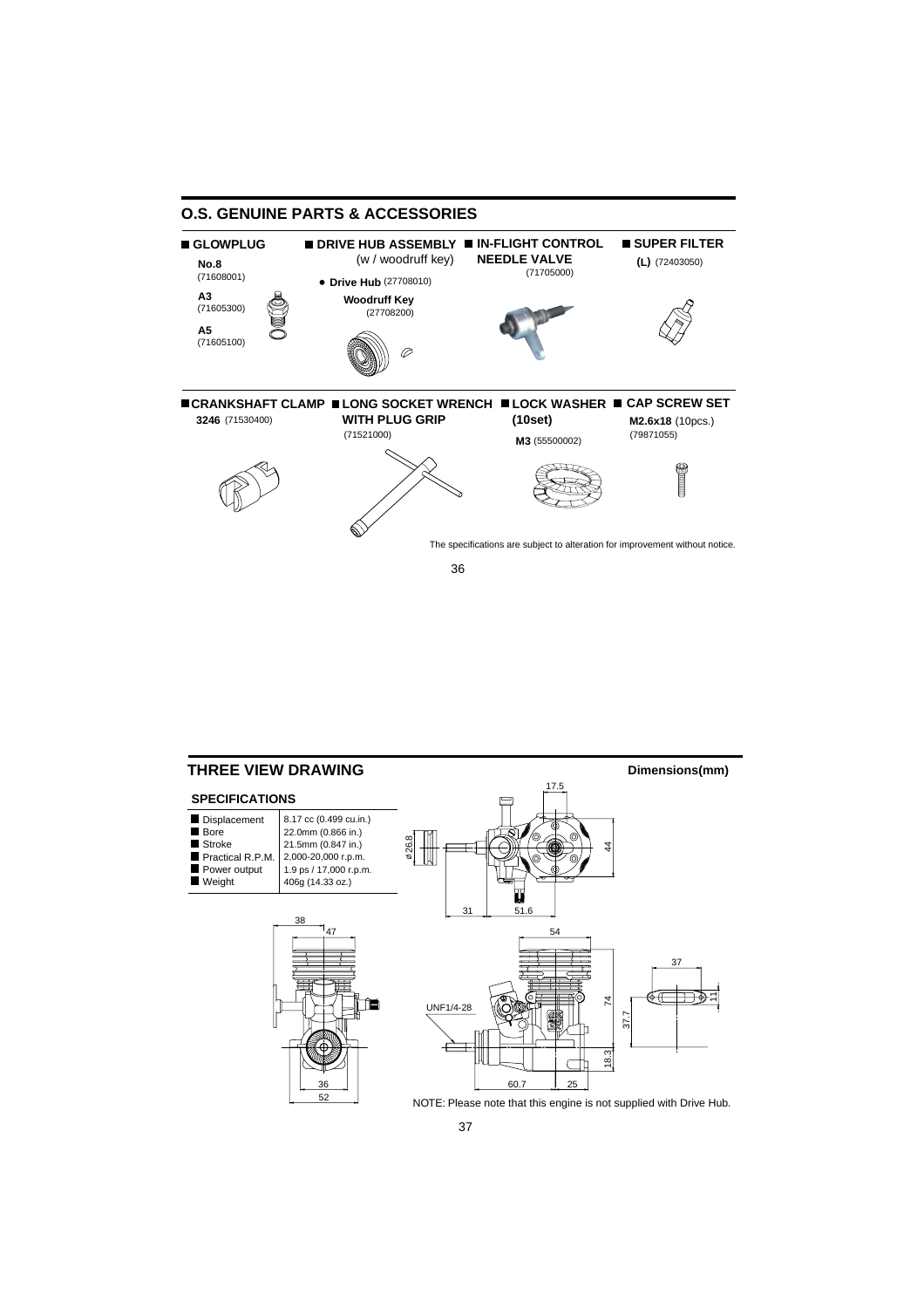## O.S. GENUINE PARTS & ACCESSORIES

**■ GLOWPLUG**

**No.8**
(71608001)

**A3**
(71605300)

**A5**
(71605100)

**■ DRIVE HUB ASSEMBLY** (w / woodruff key)

- **Drive Hub** (27708010)

**Woodruff Key**
(27708200)

**■ IN-FLIGHT CONTROL NEEDLE VALVE**
(71705000)

**■ SUPER FILTER**
**(L)** (72403050)

**■ CRANKSHAFT CLAMP**
**3246** (71530400)

**■ LONG SOCKET WRENCH WITH PLUG GRIP**
(71521000)

**■ LOCK WASHER (10set)**
**M3** (55500002)

**■ CAP SCREW SET**
**M2.6x18** (10pcs.)
(79871055)

The specifications are subject to alteration for improvement without notice.

## THREE VIEW DRAWING

**Dimensions(mm)**

### SPECIFICATIONS

| | |
|---|---|
| ■ Displacement | 8.17 cc (0.499 cu.in.) |
| ■ Bore | 22.0mm (0.866 in.) |
| ■ Stroke | 21.5mm (0.847 in.) |
| ■ Practical R.P.M. | 2,000-20,000 r.p.m. |
| ■ Power output | 1.9 ps / 17,000 r.p.m. |
| ■ Weight | 406g (14.33 oz.) |

NOTE: Please note that this engine is not supplied with Drive Hub.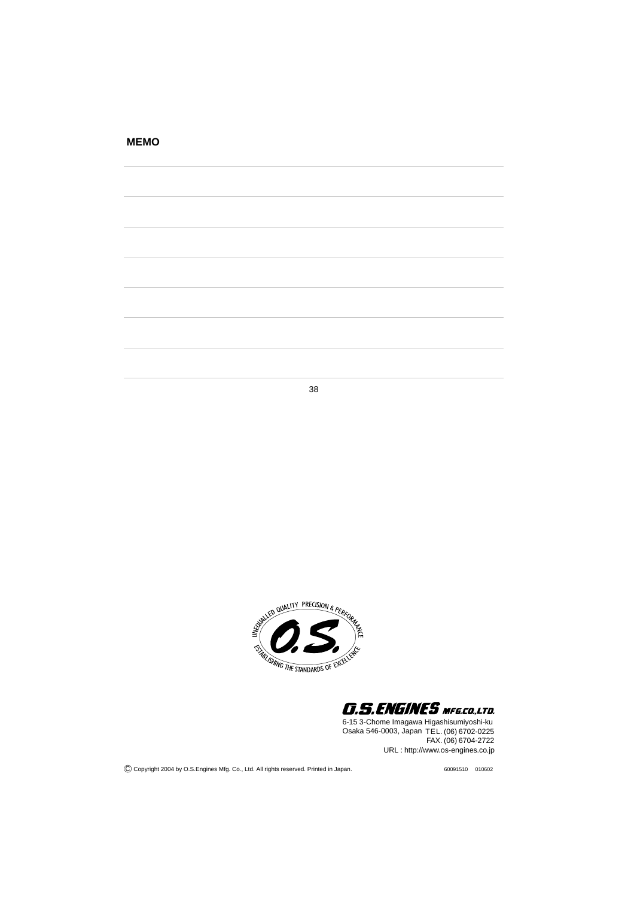**MEMO**

O.S.ENGINES MFG.CO.,LTD.

6-15 3-Chome Imagawa Higashisumiyoshi-ku
Osaka 546-0003, Japan TEL. (06) 6702-0225
FAX. (06) 6704-2722
URL : http://www.os-engines.co.jp

© Copyright 2004 by O.S.Engines Mfg. Co., Ltd. All rights reserved. Printed in Japan.

60091510 010602